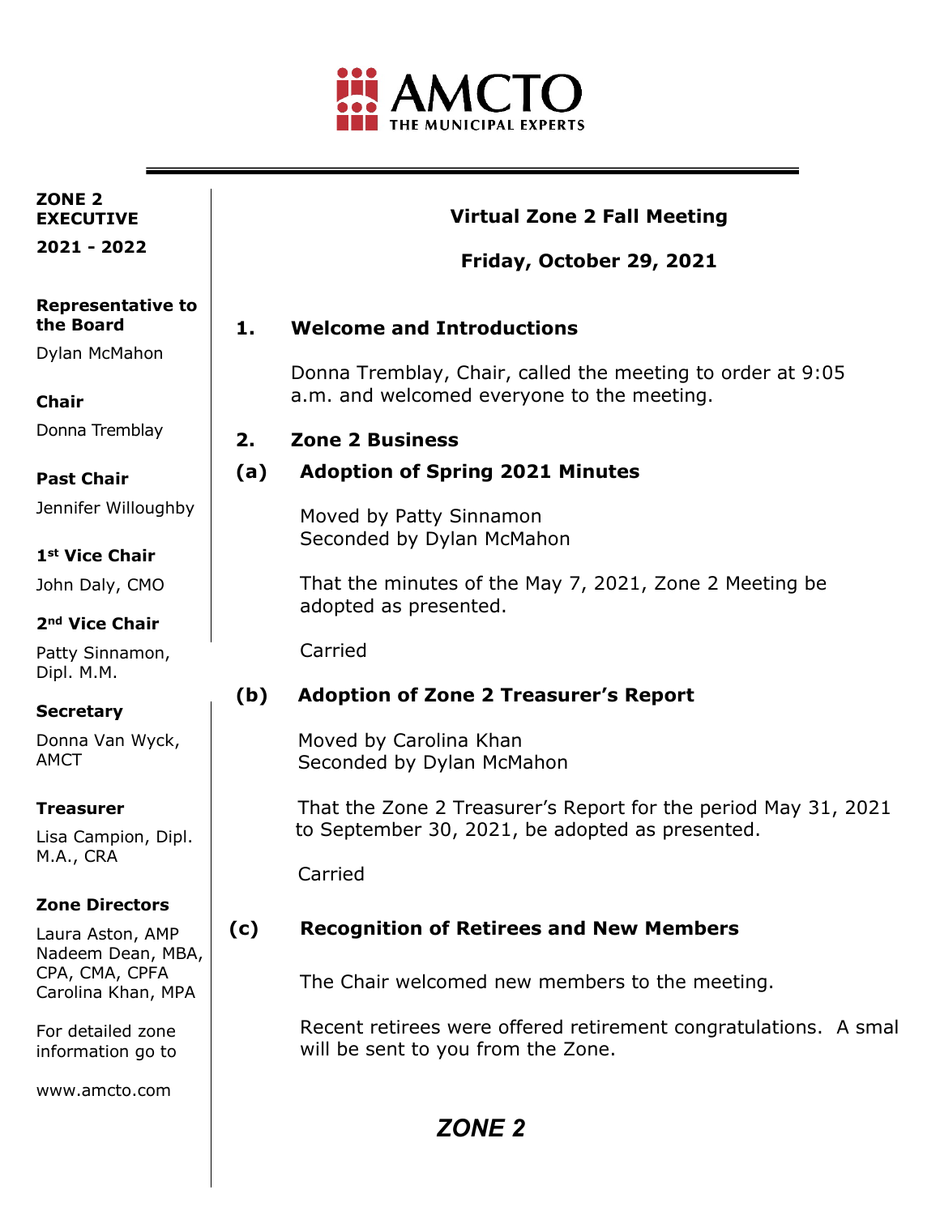AMCTO
THE MUNICIPAL EXPERTS

**ZONE 2 EXECUTIVE**

**2021 - 2022**

**Representative to the Board**

Dylan McMahon

**Chair**

Donna Tremblay

**Past Chair**

Jennifer Willoughby

**1st Vice Chair**

John Daly, CMO

**2nd Vice Chair**

Patty Sinnamon, Dipl. M.M.

**Secretary**

Donna Van Wyck, AMCT

**Treasurer**

Lisa Campion, Dipl. M.A., CRA

**Zone Directors**

Laura Aston, AMP
Nadeem Dean, MBA, CPA, CMA, CPFA
Carolina Khan, MPA

For detailed zone information go to

www.amcto.com

## Virtual Zone 2 Fall Meeting

## Friday, October 29, 2021

### 1. Welcome and Introductions

Donna Tremblay, Chair, called the meeting to order at 9:05 a.m. and welcomed everyone to the meeting.

### 2. Zone 2 Business

#### (a) Adoption of Spring 2021 Minutes

Moved by Patty Sinnamon
Seconded by Dylan McMahon

That the minutes of the May 7, 2021, Zone 2 Meeting be adopted as presented.

Carried

#### (b) Adoption of Zone 2 Treasurer's Report

Moved by Carolina Khan
Seconded by Dylan McMahon

That the Zone 2 Treasurer's Report for the period May 31, 2021 to September 30, 2021, be adopted as presented.

Carried

#### (c) Recognition of Retirees and New Members

The Chair welcomed new members to the meeting.

Recent retirees were offered retirement congratulations. A smal will be sent to you from the Zone.

*ZONE 2*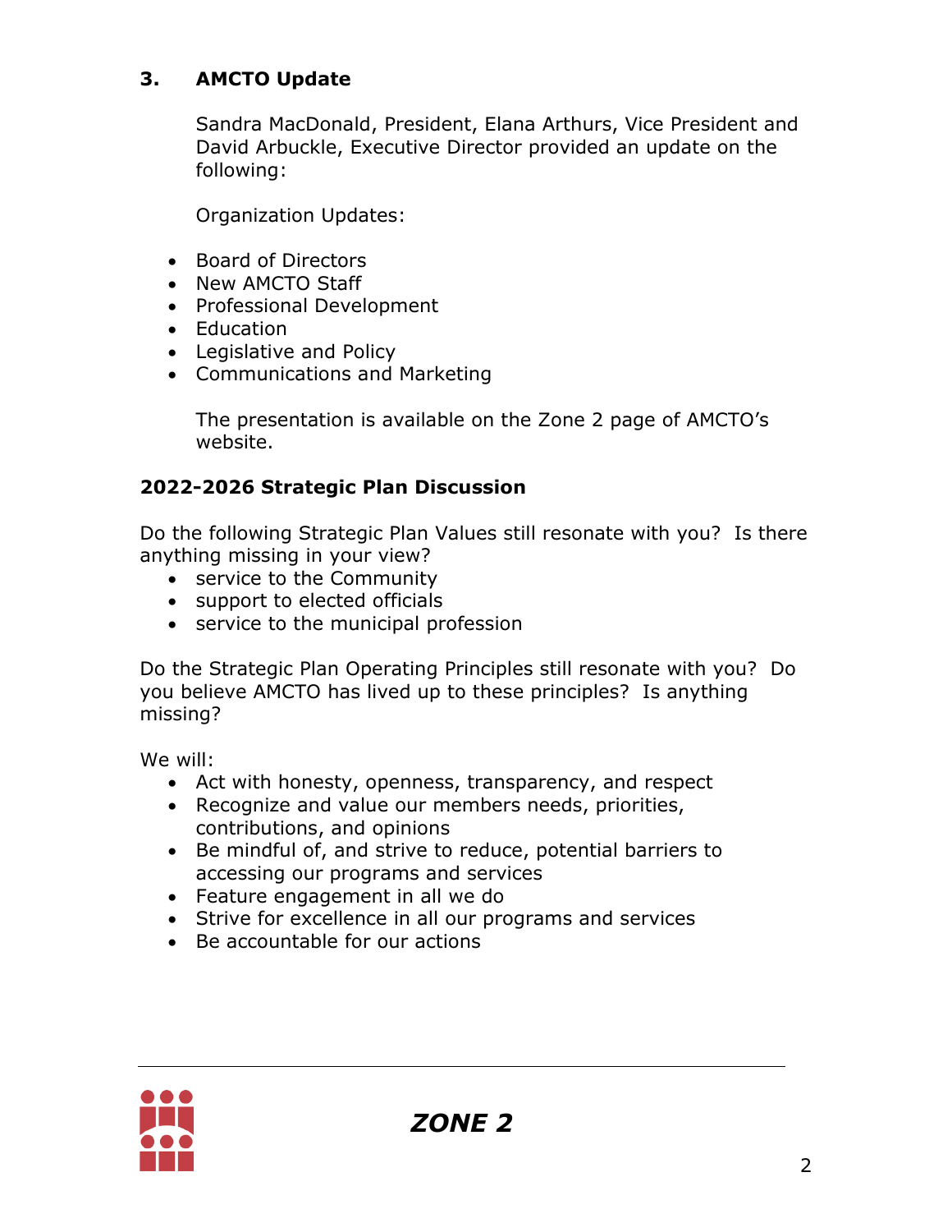## 3. AMCTO Update

Sandra MacDonald, President, Elana Arthurs, Vice President and David Arbuckle, Executive Director provided an update on the following:

Organization Updates:

- Board of Directors
- New AMCTO Staff
- Professional Development
- Education
- Legislative and Policy
- Communications and Marketing

The presentation is available on the Zone 2 page of AMCTO's website.

### 2022-2026 Strategic Plan Discussion

Do the following Strategic Plan Values still resonate with you? Is there anything missing in your view?

- service to the Community
- support to elected officials
- service to the municipal profession

Do the Strategic Plan Operating Principles still resonate with you? Do you believe AMCTO has lived up to these principles? Is anything missing?

We will:

- Act with honesty, openness, transparency, and respect
- Recognize and value our members needs, priorities, contributions, and opinions
- Be mindful of, and strive to reduce, potential barriers to accessing our programs and services
- Feature engagement in all we do
- Strive for excellence in all our programs and services
- Be accountable for our actions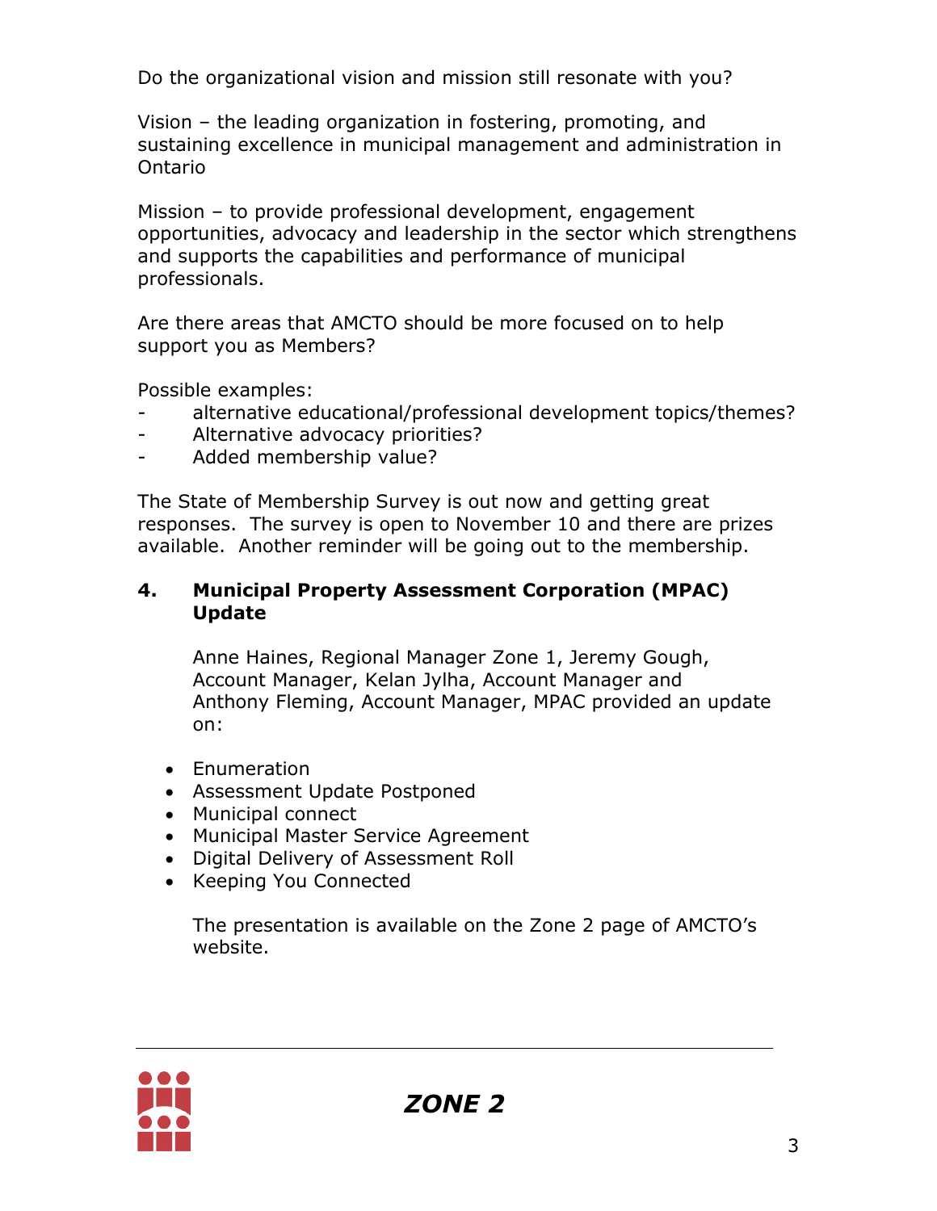Do the organizational vision and mission still resonate with you?

Vision – the leading organization in fostering, promoting, and sustaining excellence in municipal management and administration in Ontario

Mission – to provide professional development, engagement opportunities, advocacy and leadership in the sector which strengthens and supports the capabilities and performance of municipal professionals.

Are there areas that AMCTO should be more focused on to help support you as Members?

Possible examples:

- alternative educational/professional development topics/themes?
- Alternative advocacy priorities?
- Added membership value?

The State of Membership Survey is out now and getting great responses. The survey is open to November 10 and there are prizes available. Another reminder will be going out to the membership.

**4. Municipal Property Assessment Corporation (MPAC) Update**

Anne Haines, Regional Manager Zone 1, Jeremy Gough, Account Manager, Kelan Jylha, Account Manager and Anthony Fleming, Account Manager, MPAC provided an update on:

- Enumeration
- Assessment Update Postponed
- Municipal connect
- Municipal Master Service Agreement
- Digital Delivery of Assessment Roll
- Keeping You Connected

The presentation is available on the Zone 2 page of AMCTO's website.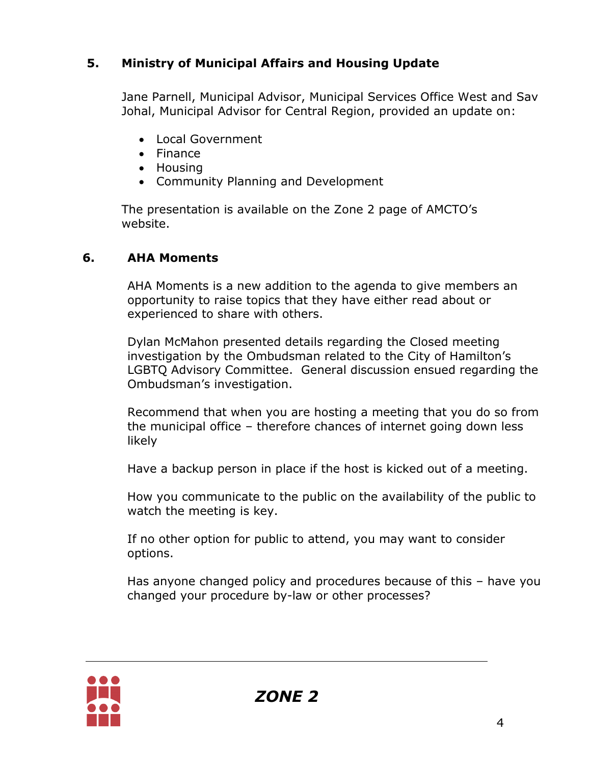## 5. Ministry of Municipal Affairs and Housing Update

Jane Parnell, Municipal Advisor, Municipal Services Office West and Sav Johal, Municipal Advisor for Central Region, provided an update on:

- Local Government
- Finance
- Housing
- Community Planning and Development

The presentation is available on the Zone 2 page of AMCTO's website.

## 6. AHA Moments

AHA Moments is a new addition to the agenda to give members an opportunity to raise topics that they have either read about or experienced to share with others.

Dylan McMahon presented details regarding the Closed meeting investigation by the Ombudsman related to the City of Hamilton's LGBTQ Advisory Committee. General discussion ensued regarding the Ombudsman's investigation.

Recommend that when you are hosting a meeting that you do so from the municipal office – therefore chances of internet going down less likely

Have a backup person in place if the host is kicked out of a meeting.

How you communicate to the public on the availability of the public to watch the meeting is key.

If no other option for public to attend, you may want to consider options.

Has anyone changed policy and procedures because of this – have you changed your procedure by-law or other processes?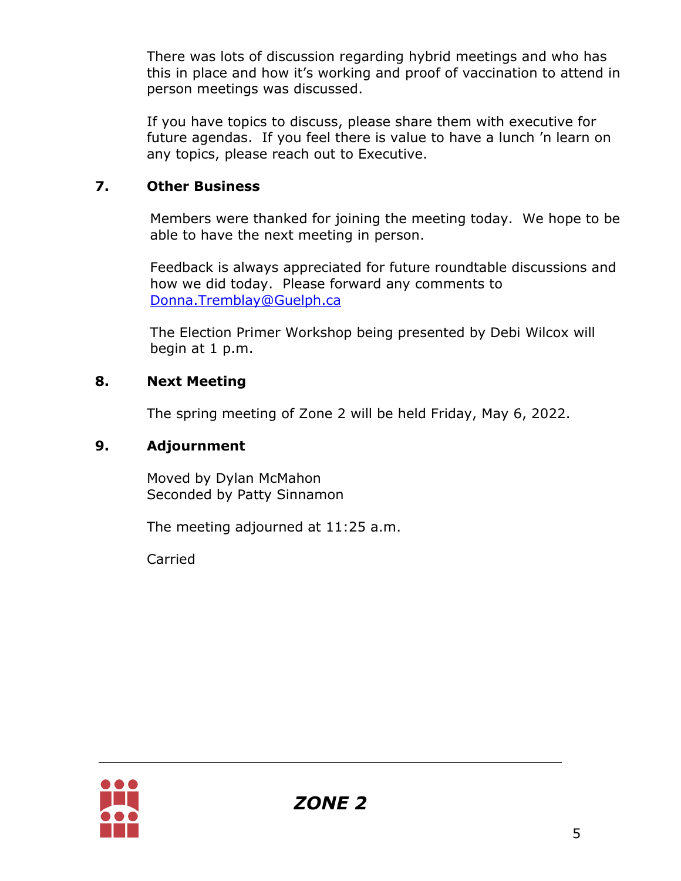There was lots of discussion regarding hybrid meetings and who has this in place and how it's working and proof of vaccination to attend in person meetings was discussed.

If you have topics to discuss, please share them with executive for future agendas. If you feel there is value to have a lunch 'n learn on any topics, please reach out to Executive.

## 7. Other Business

Members were thanked for joining the meeting today. We hope to be able to have the next meeting in person.

Feedback is always appreciated for future roundtable discussions and how we did today. Please forward any comments to Donna.Tremblay@Guelph.ca

The Election Primer Workshop being presented by Debi Wilcox will begin at 1 p.m.

## 8. Next Meeting

The spring meeting of Zone 2 will be held Friday, May 6, 2022.

## 9. Adjournment

Moved by Dylan McMahon
Seconded by Patty Sinnamon

The meeting adjourned at 11:25 a.m.

Carried